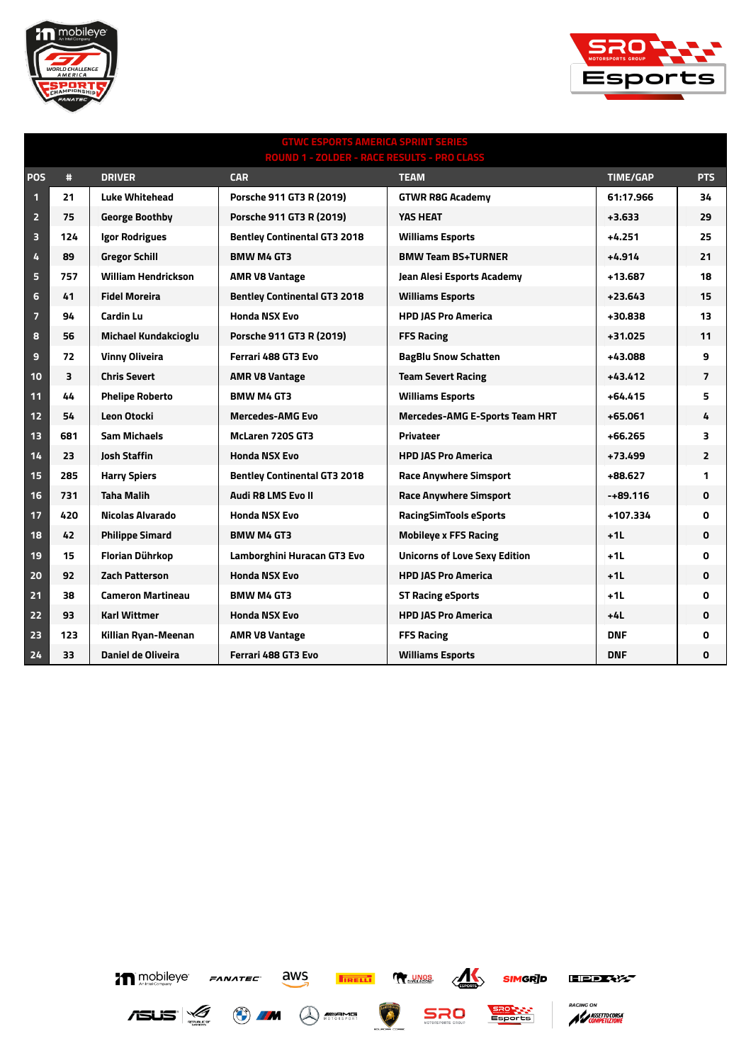## GTWC ESPORTS AMERICA SPRINT SERIES
## ROUND 1 - ZOLDER - RACE RESULTS - PRO CLASS

| POS | # | DRIVER | CAR | TEAM | TIME/GAP | PTS |
|---|---|---|---|---|---|---|
| 1 | 21 | Luke Whitehead | Porsche 911 GT3 R (2019) | GTWR R8G Academy | 61:17.966 | 34 |
| 2 | 75 | George Boothby | Porsche 911 GT3 R (2019) | YAS HEAT | +3.633 | 29 |
| 3 | 124 | Igor Rodrigues | Bentley Continental GT3 2018 | Williams Esports | +4.251 | 25 |
| 4 | 89 | Gregor Schill | BMW M4 GT3 | BMW Team BS+TURNER | +4.914 | 21 |
| 5 | 757 | William Hendrickson | AMR V8 Vantage | Jean Alesi Esports Academy | +13.687 | 18 |
| 6 | 41 | Fidel Moreira | Bentley Continental GT3 2018 | Williams Esports | +23.643 | 15 |
| 7 | 94 | Cardin Lu | Honda NSX Evo | HPD JAS Pro America | +30.838 | 13 |
| 8 | 56 | Michael Kundakcioglu | Porsche 911 GT3 R (2019) | FFS Racing | +31.025 | 11 |
| 9 | 72 | Vinny Oliveira | Ferrari 488 GT3 Evo | BagBlu Snow Schatten | +43.088 | 9 |
| 10 | 3 | Chris Severt | AMR V8 Vantage | Team Severt Racing | +43.412 | 7 |
| 11 | 44 | Phelipe Roberto | BMW M4 GT3 | Williams Esports | +64.415 | 5 |
| 12 | 54 | Leon Otocki | Mercedes-AMG Evo | Mercedes-AMG E-Sports Team HRT | +65.061 | 4 |
| 13 | 681 | Sam Michaels | McLaren 720S GT3 | Privateer | +66.265 | 3 |
| 14 | 23 | Josh Staffin | Honda NSX Evo | HPD JAS Pro America | +73.499 | 2 |
| 15 | 285 | Harry Spiers | Bentley Continental GT3 2018 | Race Anywhere Simsport | +88.627 | 1 |
| 16 | 731 | Taha Malih | Audi R8 LMS Evo II | Race Anywhere Simsport | -+89.116 | 0 |
| 17 | 420 | Nicolas Alvarado | Honda NSX Evo | RacingSimTools eSports | +107.334 | 0 |
| 18 | 42 | Philippe Simard | BMW M4 GT3 | Mobileye x FFS Racing | +1L | 0 |
| 19 | 15 | Florian Dührkop | Lamborghini Huracan GT3 Evo | Unicorns of Love Sexy Edition | +1L | 0 |
| 20 | 92 | Zach Patterson | Honda NSX Evo | HPD JAS Pro America | +1L | 0 |
| 21 | 38 | Cameron Martineau | BMW M4 GT3 | ST Racing eSports | +1L | 0 |
| 22 | 93 | Karl Wittmer | Honda NSX Evo | HPD JAS Pro America | +4L | 0 |
| 23 | 123 | Killian Ryan-Meenan | AMR V8 Vantage | FFS Racing | DNF | 0 |
| 24 | 33 | Daniel de Oliveira | Ferrari 488 GT3 Evo | Williams Esports | DNF | 0 |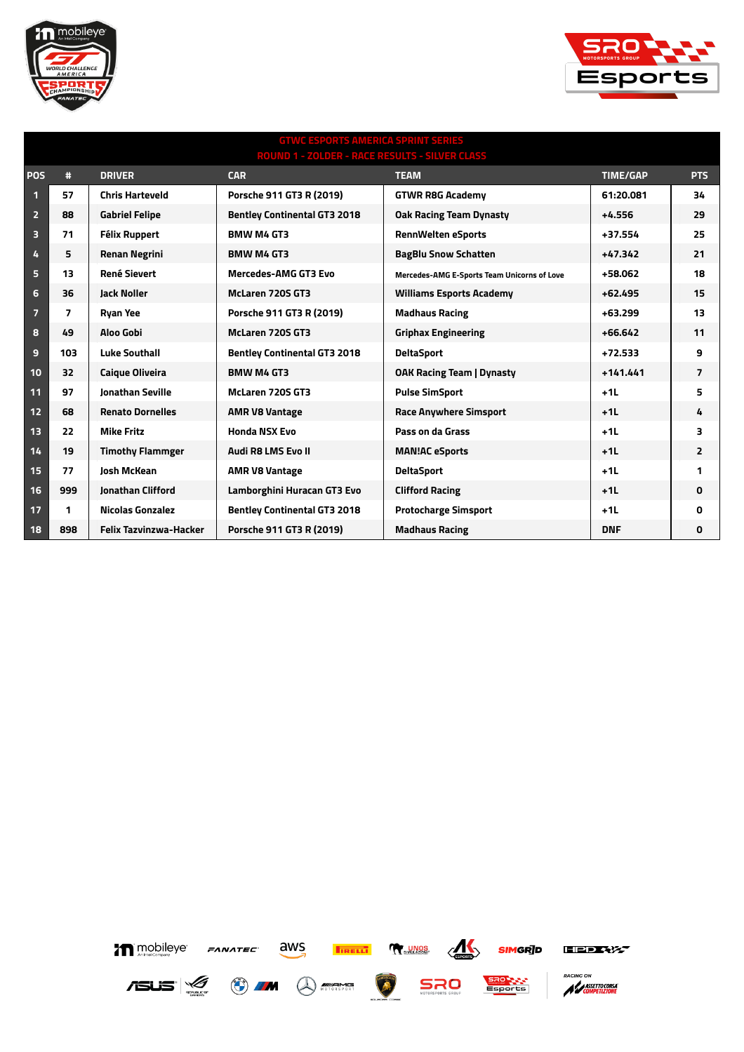# GTWC ESPORTS AMERICA SPRINT SERIES

## ROUND 1 - ZOLDER - RACE RESULTS - SILVER CLASS

| POS | # | DRIVER | CAR | TEAM | TIME/GAP | PTS |
|---|---|---|---|---|---|---|
| 1 | 57 | Chris Harteveld | Porsche 911 GT3 R (2019) | GTWR R8G Academy | 61:20.081 | 34 |
| 2 | 88 | Gabriel Felipe | Bentley Continental GT3 2018 | Oak Racing Team Dynasty | +4.556 | 29 |
| 3 | 71 | Félix Ruppert | BMW M4 GT3 | RennWelten eSports | +37.554 | 25 |
| 4 | 5 | Renan Negrini | BMW M4 GT3 | BagBlu Snow Schatten | +47.342 | 21 |
| 5 | 13 | René Sievert | Mercedes-AMG GT3 Evo | Mercedes-AMG E-Sports Team Unicorns of Love | +58.062 | 18 |
| 6 | 36 | Jack Noller | McLaren 720S GT3 | Williams Esports Academy | +62.495 | 15 |
| 7 | 7 | Ryan Yee | Porsche 911 GT3 R (2019) | Madhaus Racing | +63.299 | 13 |
| 8 | 49 | Aloo Gobi | McLaren 720S GT3 | Griphax Engineering | +66.642 | 11 |
| 9 | 103 | Luke Southall | Bentley Continental GT3 2018 | DeltaSport | +72.533 | 9 |
| 10 | 32 | Caique Oliveira | BMW M4 GT3 | OAK Racing Team \| Dynasty | +141.441 | 7 |
| 11 | 97 | Jonathan Seville | McLaren 720S GT3 | Pulse SimSport | +1L | 5 |
| 12 | 68 | Renato Dornelles | AMR V8 Vantage | Race Anywhere Simsport | +1L | 4 |
| 13 | 22 | Mike Fritz | Honda NSX Evo | Pass on da Grass | +1L | 3 |
| 14 | 19 | Timothy Flammger | Audi R8 LMS Evo II | MAN!AC eSports | +1L | 2 |
| 15 | 77 | Josh McKean | AMR V8 Vantage | DeltaSport | +1L | 1 |
| 16 | 999 | Jonathan Clifford | Lamborghini Huracan GT3 Evo | Clifford Racing | +1L | 0 |
| 17 | 1 | Nicolas Gonzalez | Bentley Continental GT3 2018 | Protocharge Simsport | +1L | 0 |
| 18 | 898 | Felix Tazvinzwa-Hacker | Porsche 911 GT3 R (2019) | Madhaus Racing | DNF | 0 |